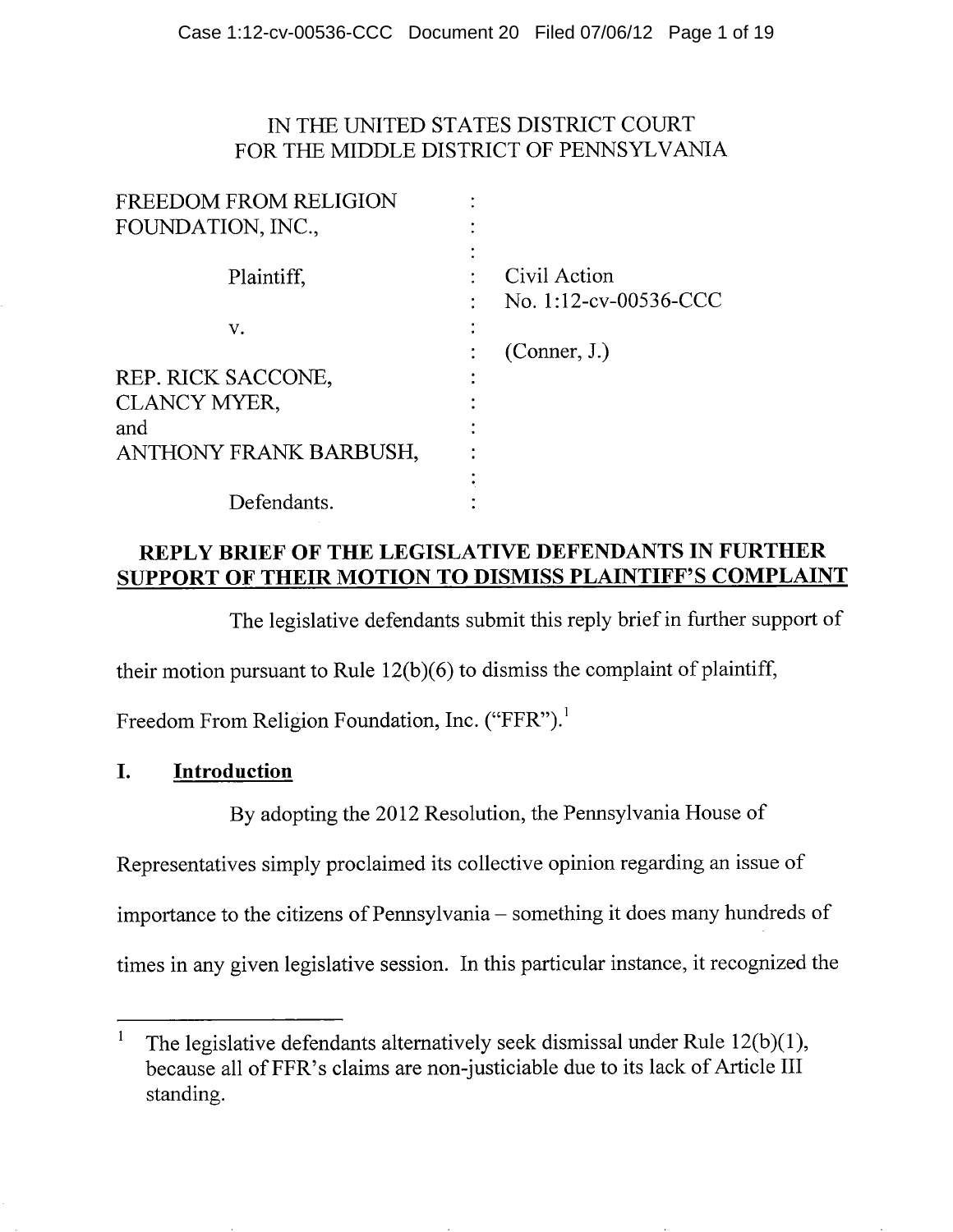IN THE UNITED STATES DISTRICT COURT
FOR THE MIDDLE DISTRICT OF PENNSYLVANIA

| | | |
|---|---|---|
| FREEDOM FROM RELIGION FOUNDATION, INC., | : | |
| Plaintiff, | : | Civil Action No. 1:12-cv-00536-CCC |
| v. | : | (Conner, J.) |
| REP. RICK SACCONE, CLANCY MYER, and ANTHONY FRANK BARBUSH, | : | |
| Defendants. | : | |

## REPLY BRIEF OF THE LEGISLATIVE DEFENDANTS IN FURTHER SUPPORT OF THEIR MOTION TO DISMISS PLAINTIFF'S COMPLAINT

The legislative defendants submit this reply brief in further support of their motion pursuant to Rule 12(b)(6) to dismiss the complaint of plaintiff, Freedom From Religion Foundation, Inc. ("FFR").[1]

## I. Introduction

By adopting the 2012 Resolution, the Pennsylvania House of Representatives simply proclaimed its collective opinion regarding an issue of importance to the citizens of Pennsylvania – something it does many hundreds of times in any given legislative session. In this particular instance, it recognized the

[1] The legislative defendants alternatively seek dismissal under Rule 12(b)(1), because all of FFR's claims are non-justiciable due to its lack of Article III standing.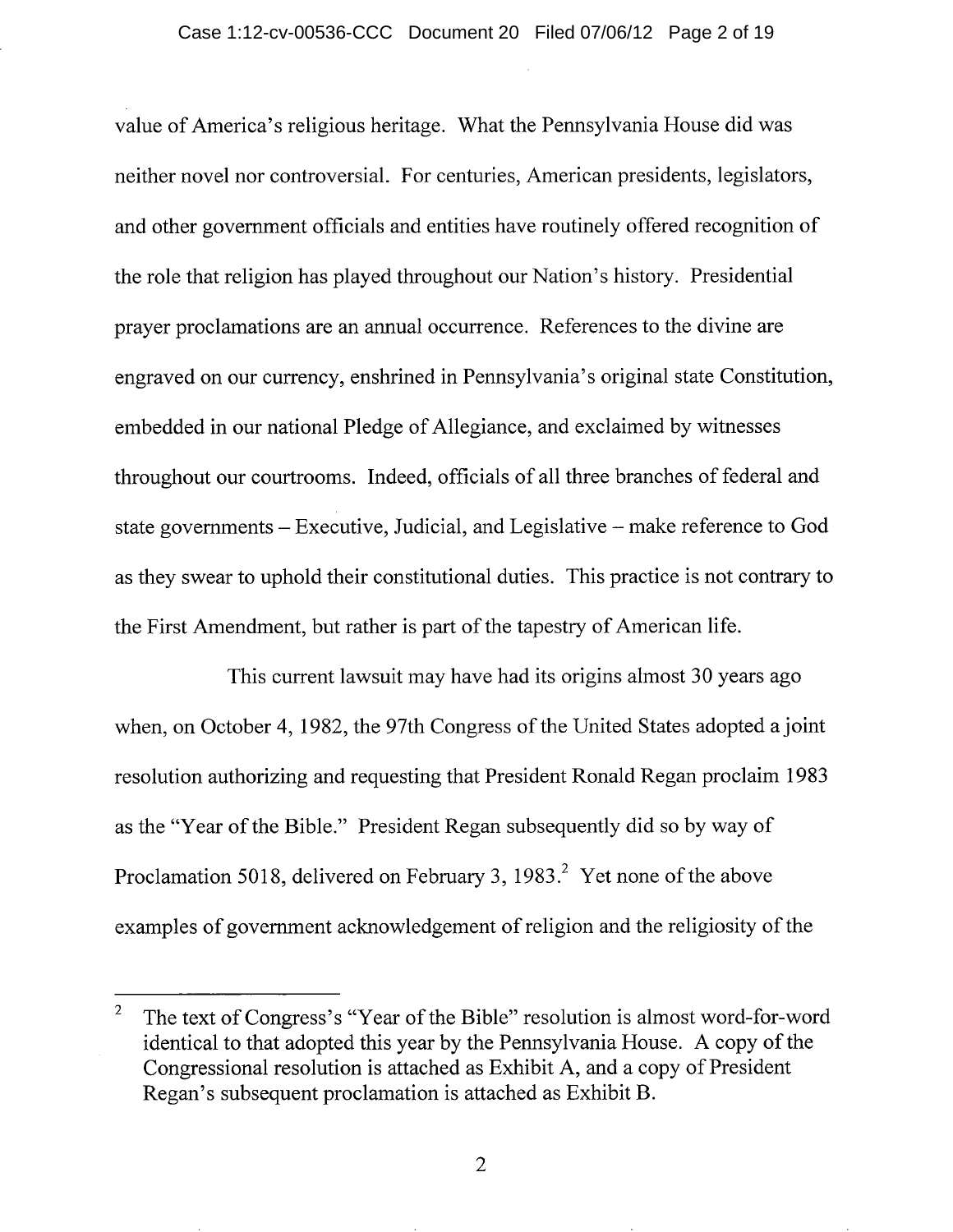value of America's religious heritage. What the Pennsylvania House did was neither novel nor controversial. For centuries, American presidents, legislators, and other government officials and entities have routinely offered recognition of the role that religion has played throughout our Nation's history. Presidential prayer proclamations are an annual occurrence. References to the divine are engraved on our currency, enshrined in Pennsylvania's original state Constitution, embedded in our national Pledge of Allegiance, and exclaimed by witnesses throughout our courtrooms. Indeed, officials of all three branches of federal and state governments – Executive, Judicial, and Legislative – make reference to God as they swear to uphold their constitutional duties. This practice is not contrary to the First Amendment, but rather is part of the tapestry of American life.

This current lawsuit may have had its origins almost 30 years ago when, on October 4, 1982, the 97th Congress of the United States adopted a joint resolution authorizing and requesting that President Ronald Regan proclaim 1983 as the "Year of the Bible." President Regan subsequently did so by way of Proclamation 5018, delivered on February 3, 1983.[2] Yet none of the above examples of government acknowledgement of religion and the religiosity of the

---

[2] The text of Congress's "Year of the Bible" resolution is almost word-for-word identical to that adopted this year by the Pennsylvania House. A copy of the Congressional resolution is attached as Exhibit A, and a copy of President Regan's subsequent proclamation is attached as Exhibit B.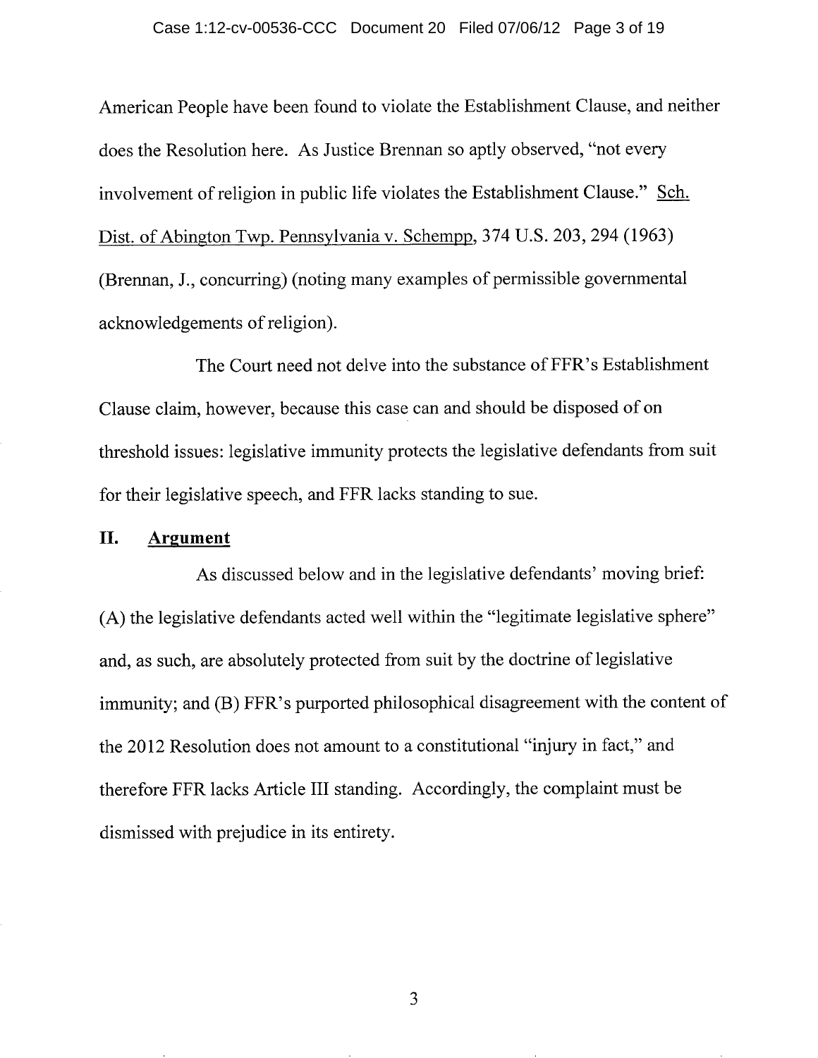American People have been found to violate the Establishment Clause, and neither does the Resolution here. As Justice Brennan so aptly observed, "not every involvement of religion in public life violates the Establishment Clause." Sch. Dist. of Abington Twp. Pennsylvania v. Schempp, 374 U.S. 203, 294 (1963) (Brennan, J., concurring) (noting many examples of permissible governmental acknowledgements of religion).

The Court need not delve into the substance of FFR's Establishment Clause claim, however, because this case can and should be disposed of on threshold issues: legislative immunity protects the legislative defendants from suit for their legislative speech, and FFR lacks standing to sue.

## II. Argument

As discussed below and in the legislative defendants' moving brief: (A) the legislative defendants acted well within the "legitimate legislative sphere" and, as such, are absolutely protected from suit by the doctrine of legislative immunity; and (B) FFR's purported philosophical disagreement with the content of the 2012 Resolution does not amount to a constitutional "injury in fact," and therefore FFR lacks Article III standing. Accordingly, the complaint must be dismissed with prejudice in its entirety.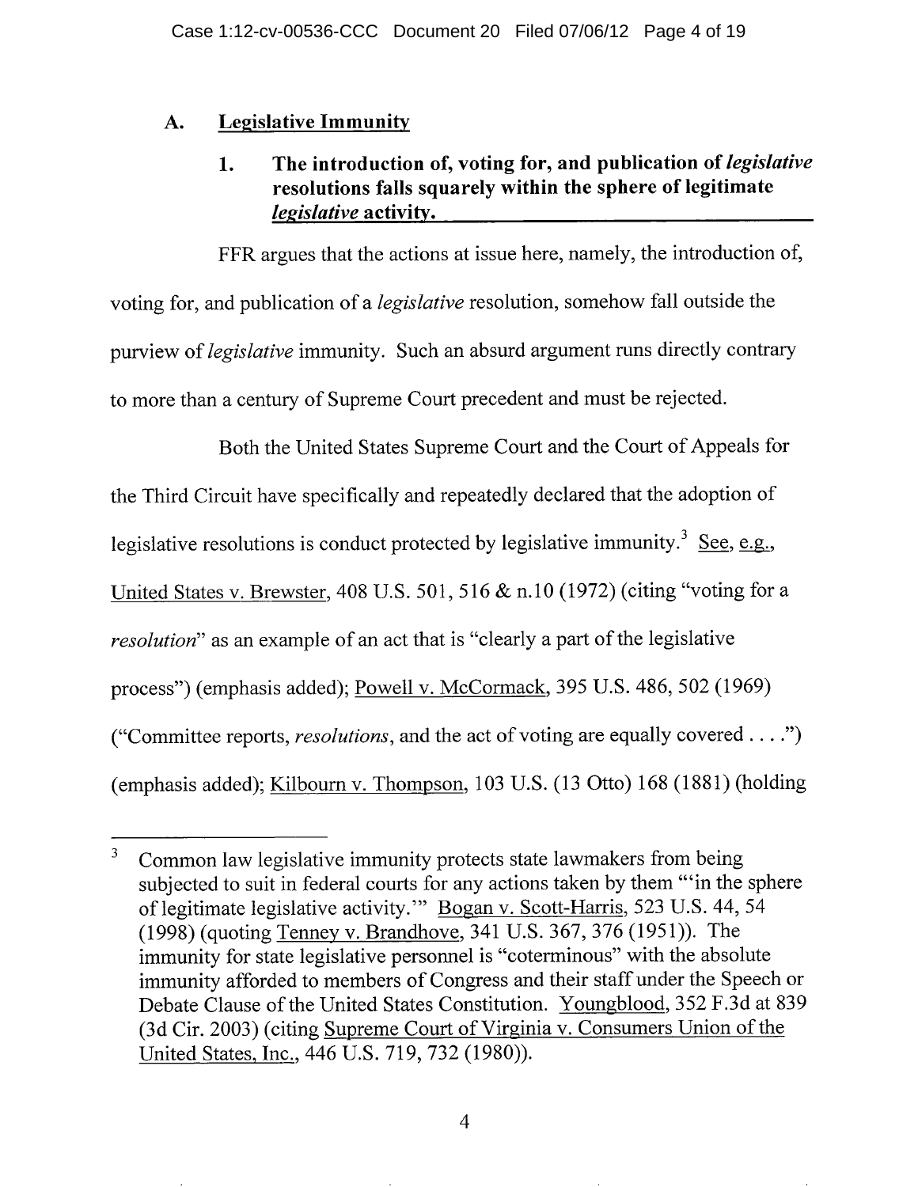## A. <u>Legislative Immunity</u>

### 1. The introduction of, voting for, and publication of *legislative* resolutions falls squarely within the sphere of legitimate *legislative* activity.

FFR argues that the actions at issue here, namely, the introduction of, voting for, and publication of a *legislative* resolution, somehow fall outside the purview of *legislative* immunity. Such an absurd argument runs directly contrary to more than a century of Supreme Court precedent and must be rejected.

Both the United States Supreme Court and the Court of Appeals for the Third Circuit have specifically and repeatedly declared that the adoption of legislative resolutions is conduct protected by legislative immunity.[3] <u>See, e.g.</u>, <u>United States v. Brewster</u>, 408 U.S. 501, 516 & n.10 (1972) (citing "voting for a *resolution*" as an example of an act that is "clearly a part of the legislative process") (emphasis added); <u>Powell v. McCormack</u>, 395 U.S. 486, 502 (1969) ("Committee reports, *resolutions*, and the act of voting are equally covered . . . .") (emphasis added); <u>Kilbourn v. Thompson</u>, 103 U.S. (13 Otto) 168 (1881) (holding

---

[3] Common law legislative immunity protects state lawmakers from being subjected to suit in federal courts for any actions taken by them "'in the sphere of legitimate legislative activity.'" <u>Bogan v. Scott-Harris</u>, 523 U.S. 44, 54 (1998) (quoting <u>Tenney v. Brandhove</u>, 341 U.S. 367, 376 (1951)). The immunity for state legislative personnel is "coterminous" with the absolute immunity afforded to members of Congress and their staff under the Speech or Debate Clause of the United States Constitution. <u>Youngblood</u>, 352 F.3d at 839 (3d Cir. 2003) (citing <u>Supreme Court of Virginia v. Consumers Union of the United States, Inc.</u>, 446 U.S. 719, 732 (1980)).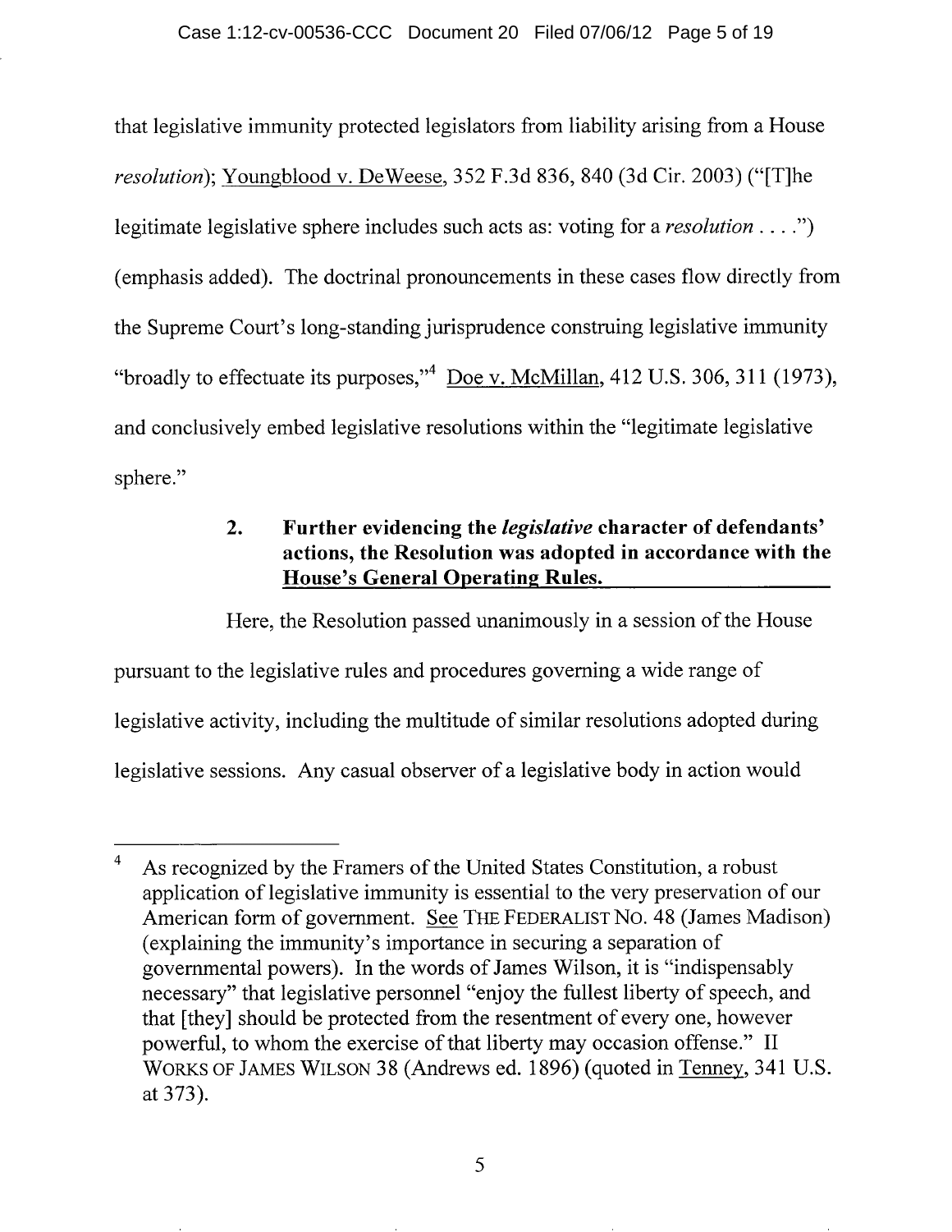that legislative immunity protected legislators from liability arising from a House *resolution*); Youngblood v. DeWeese, 352 F.3d 836, 840 (3d Cir. 2003) ("[T]he legitimate legislative sphere includes such acts as: voting for a *resolution* . . . .") (emphasis added). The doctrinal pronouncements in these cases flow directly from the Supreme Court's long-standing jurisprudence construing legislative immunity "broadly to effectuate its purposes,"[4] Doe v. McMillan, 412 U.S. 306, 311 (1973), and conclusively embed legislative resolutions within the "legitimate legislative sphere."

### 2. Further evidencing the *legislative* character of defendants' actions, the Resolution was adopted in accordance with the House's General Operating Rules.

Here, the Resolution passed unanimously in a session of the House pursuant to the legislative rules and procedures governing a wide range of legislative activity, including the multitude of similar resolutions adopted during legislative sessions. Any casual observer of a legislative body in action would

---

[4] As recognized by the Framers of the United States Constitution, a robust application of legislative immunity is essential to the very preservation of our American form of government. See THE FEDERALIST NO. 48 (James Madison) (explaining the immunity's importance in securing a separation of governmental powers). In the words of James Wilson, it is "indispensably necessary" that legislative personnel "enjoy the fullest liberty of speech, and that [they] should be protected from the resentment of every one, however powerful, to whom the exercise of that liberty may occasion offense." II WORKS OF JAMES WILSON 38 (Andrews ed. 1896) (quoted in Tenney, 341 U.S. at 373).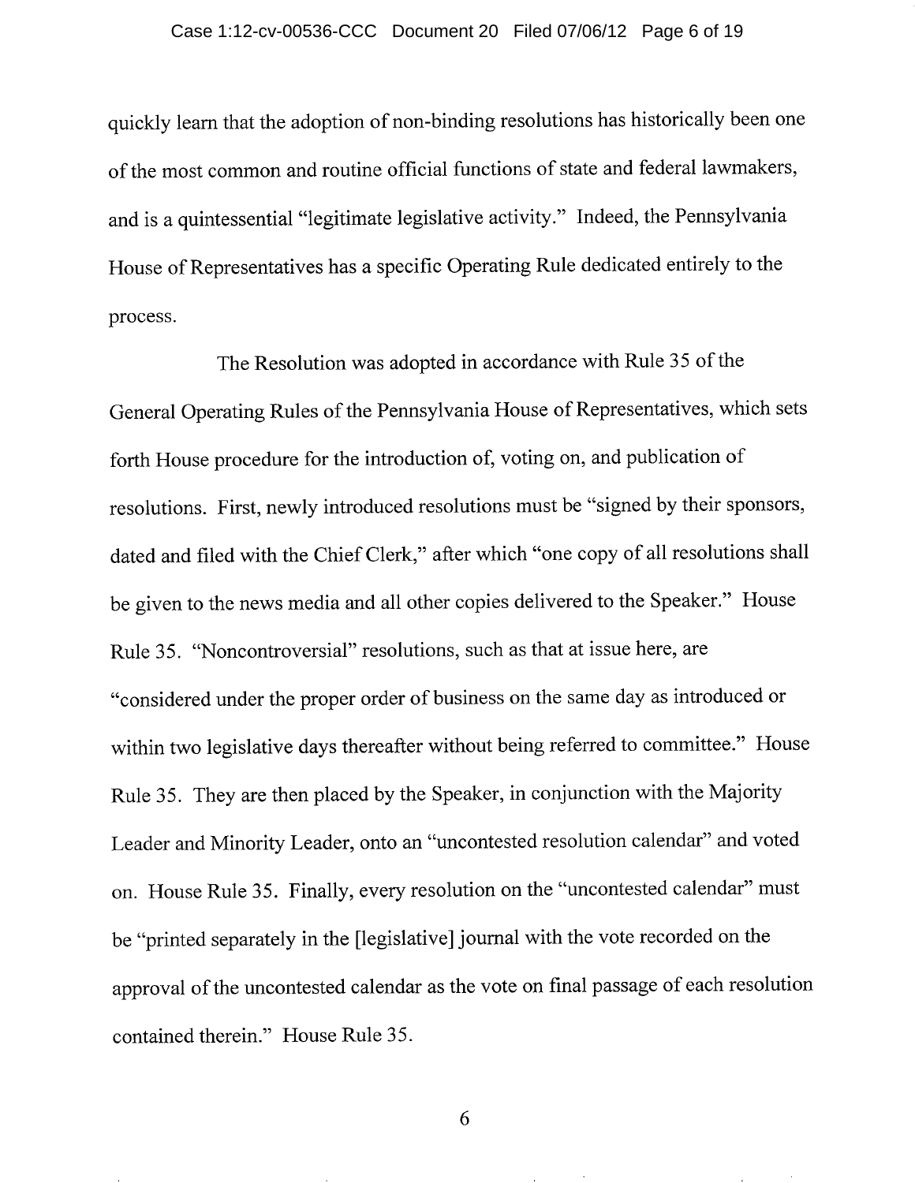quickly learn that the adoption of non-binding resolutions has historically been one of the most common and routine official functions of state and federal lawmakers, and is a quintessential "legitimate legislative activity." Indeed, the Pennsylvania House of Representatives has a specific Operating Rule dedicated entirely to the process.

The Resolution was adopted in accordance with Rule 35 of the General Operating Rules of the Pennsylvania House of Representatives, which sets forth House procedure for the introduction of, voting on, and publication of resolutions. First, newly introduced resolutions must be "signed by their sponsors, dated and filed with the Chief Clerk," after which "one copy of all resolutions shall be given to the news media and all other copies delivered to the Speaker." House Rule 35. "Noncontroversial" resolutions, such as that at issue here, are "considered under the proper order of business on the same day as introduced or within two legislative days thereafter without being referred to committee." House Rule 35. They are then placed by the Speaker, in conjunction with the Majority Leader and Minority Leader, onto an "uncontested resolution calendar" and voted on. House Rule 35. Finally, every resolution on the "uncontested calendar" must be "printed separately in the [legislative] journal with the vote recorded on the approval of the uncontested calendar as the vote on final passage of each resolution contained therein." House Rule 35.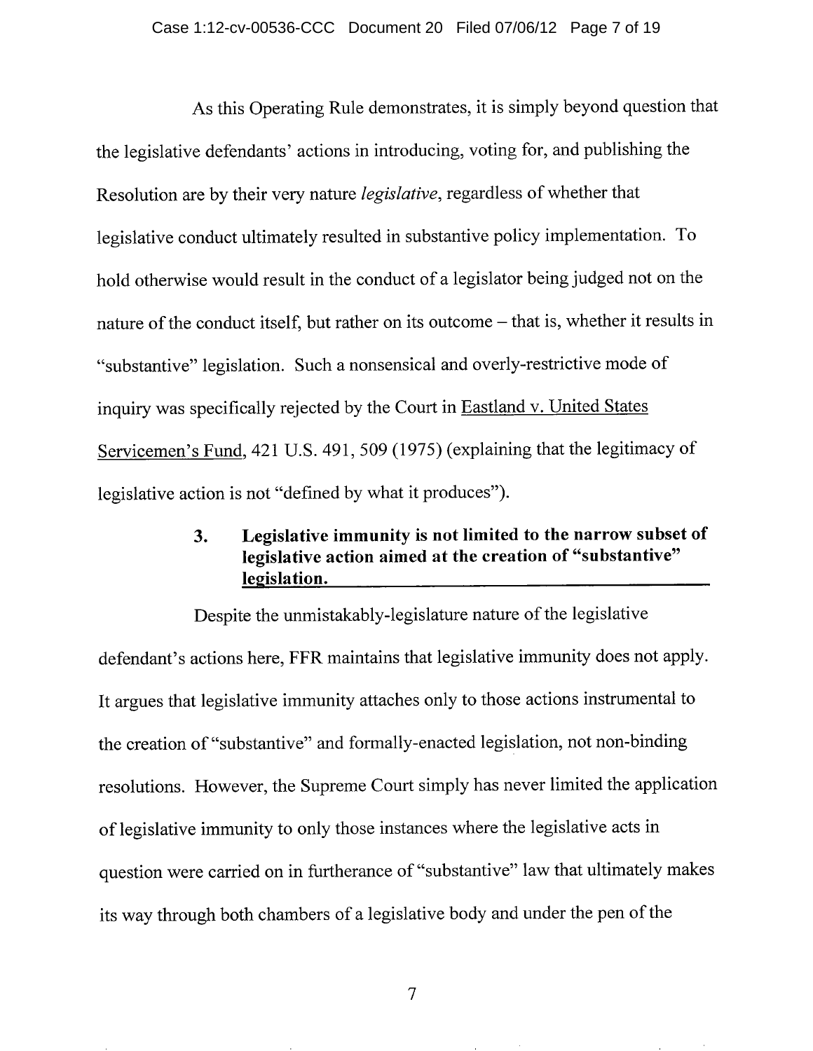As this Operating Rule demonstrates, it is simply beyond question that the legislative defendants' actions in introducing, voting for, and publishing the Resolution are by their very nature *legislative*, regardless of whether that legislative conduct ultimately resulted in substantive policy implementation. To hold otherwise would result in the conduct of a legislator being judged not on the nature of the conduct itself, but rather on its outcome – that is, whether it results in "substantive" legislation. Such a nonsensical and overly-restrictive mode of inquiry was specifically rejected by the Court in Eastland v. United States Servicemen's Fund, 421 U.S. 491, 509 (1975) (explaining that the legitimacy of legislative action is not "defined by what it produces").

### 3. Legislative immunity is not limited to the narrow subset of legislative action aimed at the creation of "substantive" legislation.

Despite the unmistakably-legislature nature of the legislative defendant's actions here, FFR maintains that legislative immunity does not apply. It argues that legislative immunity attaches only to those actions instrumental to the creation of "substantive" and formally-enacted legislation, not non-binding resolutions. However, the Supreme Court simply has never limited the application of legislative immunity to only those instances where the legislative acts in question were carried on in furtherance of "substantive" law that ultimately makes its way through both chambers of a legislative body and under the pen of the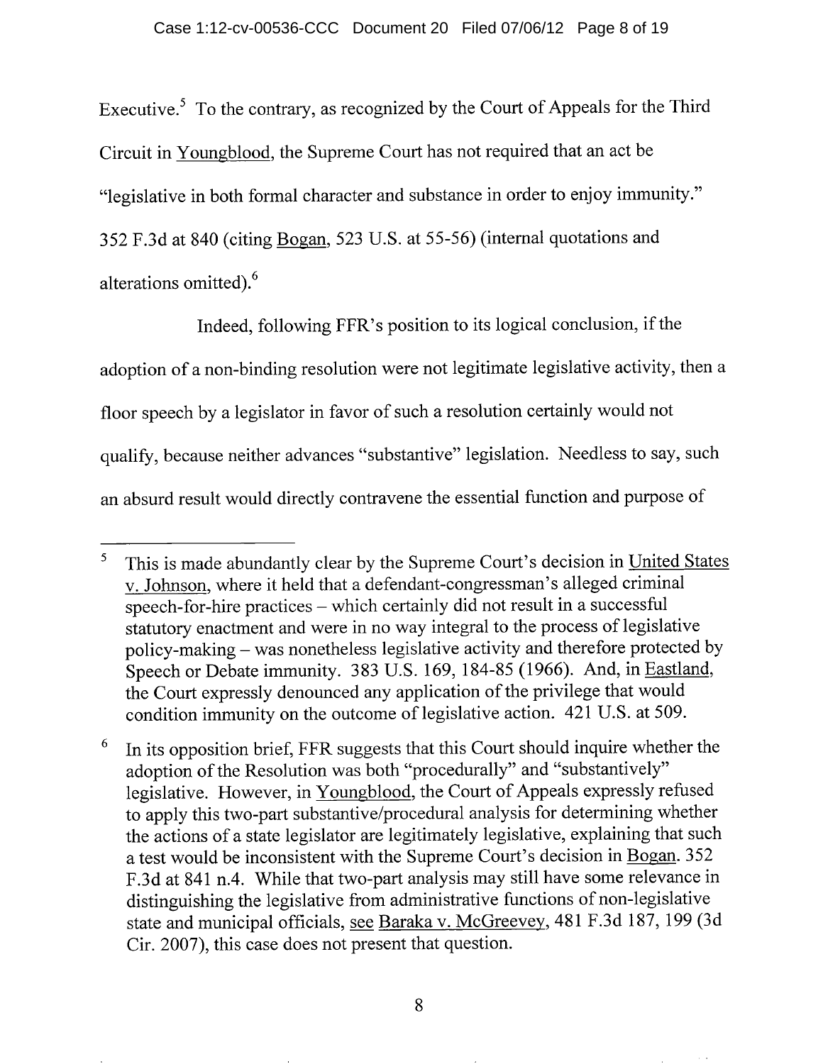Executive.[5] To the contrary, as recognized by the Court of Appeals for the Third Circuit in Youngblood, the Supreme Court has not required that an act be "legislative in both formal character and substance in order to enjoy immunity." 352 F.3d at 840 (citing Bogan, 523 U.S. at 55-56) (internal quotations and alterations omitted).[6]

Indeed, following FFR's position to its logical conclusion, if the adoption of a non-binding resolution were not legitimate legislative activity, then a floor speech by a legislator in favor of such a resolution certainly would not qualify, because neither advances "substantive" legislation. Needless to say, such an absurd result would directly contravene the essential function and purpose of

---

[5] This is made abundantly clear by the Supreme Court's decision in United States v. Johnson, where it held that a defendant-congressman's alleged criminal speech-for-hire practices – which certainly did not result in a successful statutory enactment and were in no way integral to the process of legislative policy-making – was nonetheless legislative activity and therefore protected by Speech or Debate immunity. 383 U.S. 169, 184-85 (1966). And, in Eastland, the Court expressly denounced any application of the privilege that would condition immunity on the outcome of legislative action. 421 U.S. at 509.

[6] In its opposition brief, FFR suggests that this Court should inquire whether the adoption of the Resolution was both "procedurally" and "substantively" legislative. However, in Youngblood, the Court of Appeals expressly refused to apply this two-part substantive/procedural analysis for determining whether the actions of a state legislator are legitimately legislative, explaining that such a test would be inconsistent with the Supreme Court's decision in Bogan. 352 F.3d at 841 n.4. While that two-part analysis may still have some relevance in distinguishing the legislative from administrative functions of non-legislative state and municipal officials, see Baraka v. McGreevey, 481 F.3d 187, 199 (3d Cir. 2007), this case does not present that question.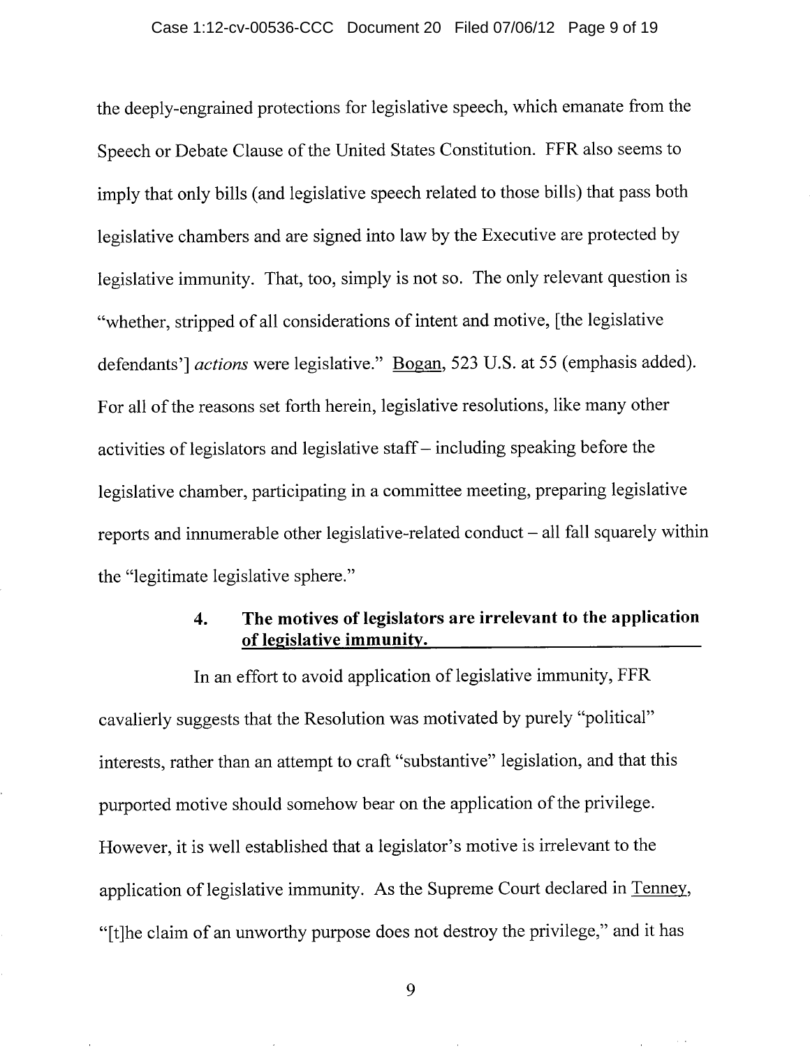the deeply-engrained protections for legislative speech, which emanate from the Speech or Debate Clause of the United States Constitution. FFR also seems to imply that only bills (and legislative speech related to those bills) that pass both legislative chambers and are signed into law by the Executive are protected by legislative immunity. That, too, simply is not so. The only relevant question is "whether, stripped of all considerations of intent and motive, [the legislative defendants'] *actions* were legislative." Bogan, 523 U.S. at 55 (emphasis added). For all of the reasons set forth herein, legislative resolutions, like many other activities of legislators and legislative staff – including speaking before the legislative chamber, participating in a committee meeting, preparing legislative reports and innumerable other legislative-related conduct – all fall squarely within the "legitimate legislative sphere."

#### 4. The motives of legislators are irrelevant to the application of legislative immunity.

In an effort to avoid application of legislative immunity, FFR cavalierly suggests that the Resolution was motivated by purely "political" interests, rather than an attempt to craft "substantive" legislation, and that this purported motive should somehow bear on the application of the privilege. However, it is well established that a legislator's motive is irrelevant to the application of legislative immunity. As the Supreme Court declared in Tenney, "[t]he claim of an unworthy purpose does not destroy the privilege," and it has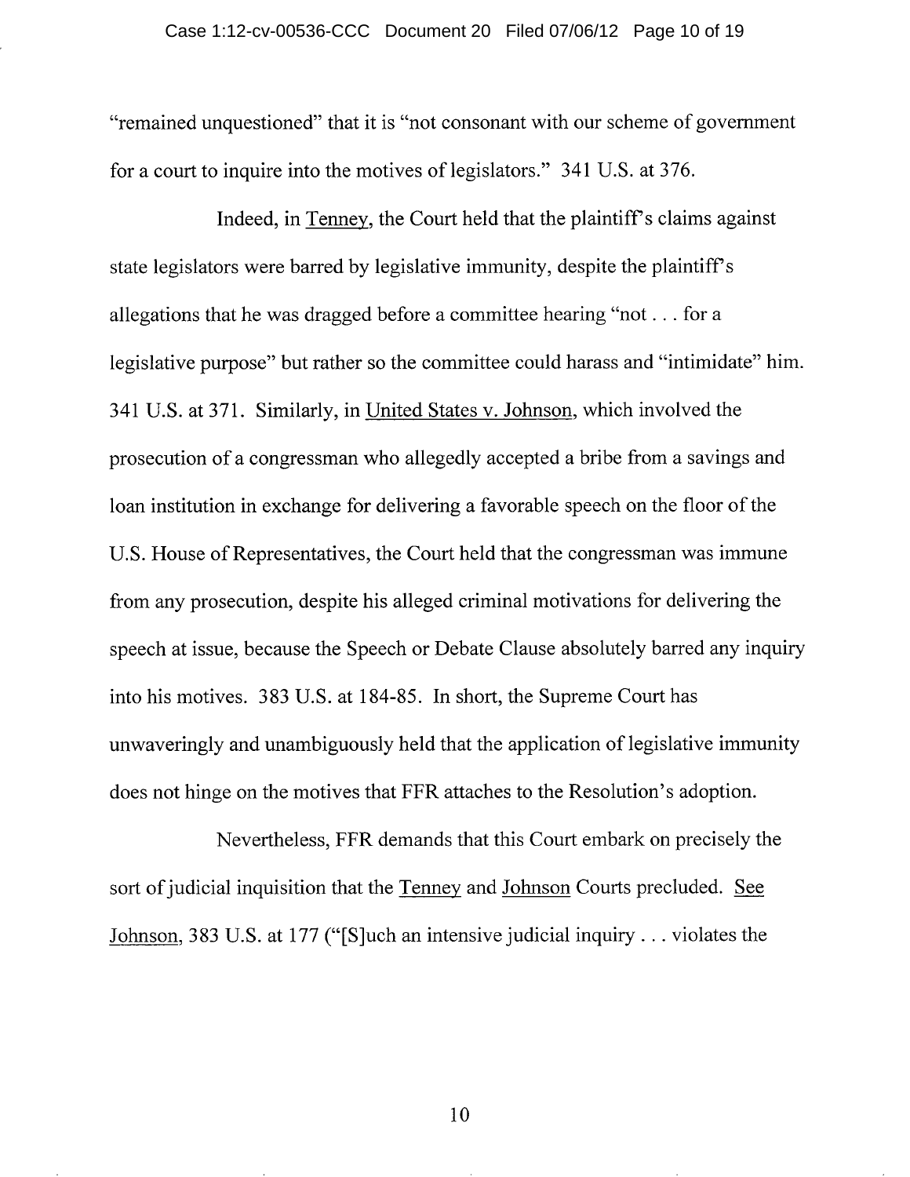"remained unquestioned" that it is "not consonant with our scheme of government for a court to inquire into the motives of legislators." 341 U.S. at 376.

Indeed, in Tenney, the Court held that the plaintiff's claims against state legislators were barred by legislative immunity, despite the plaintiff's allegations that he was dragged before a committee hearing "not . . . for a legislative purpose" but rather so the committee could harass and "intimidate" him. 341 U.S. at 371. Similarly, in United States v. Johnson, which involved the prosecution of a congressman who allegedly accepted a bribe from a savings and loan institution in exchange for delivering a favorable speech on the floor of the U.S. House of Representatives, the Court held that the congressman was immune from any prosecution, despite his alleged criminal motivations for delivering the speech at issue, because the Speech or Debate Clause absolutely barred any inquiry into his motives. 383 U.S. at 184-85. In short, the Supreme Court has unwaveringly and unambiguously held that the application of legislative immunity does not hinge on the motives that FFR attaches to the Resolution's adoption.

Nevertheless, FFR demands that this Court embark on precisely the sort of judicial inquisition that the Tenney and Johnson Courts precluded. See Johnson, 383 U.S. at 177 ("[S]uch an intensive judicial inquiry . . . violates the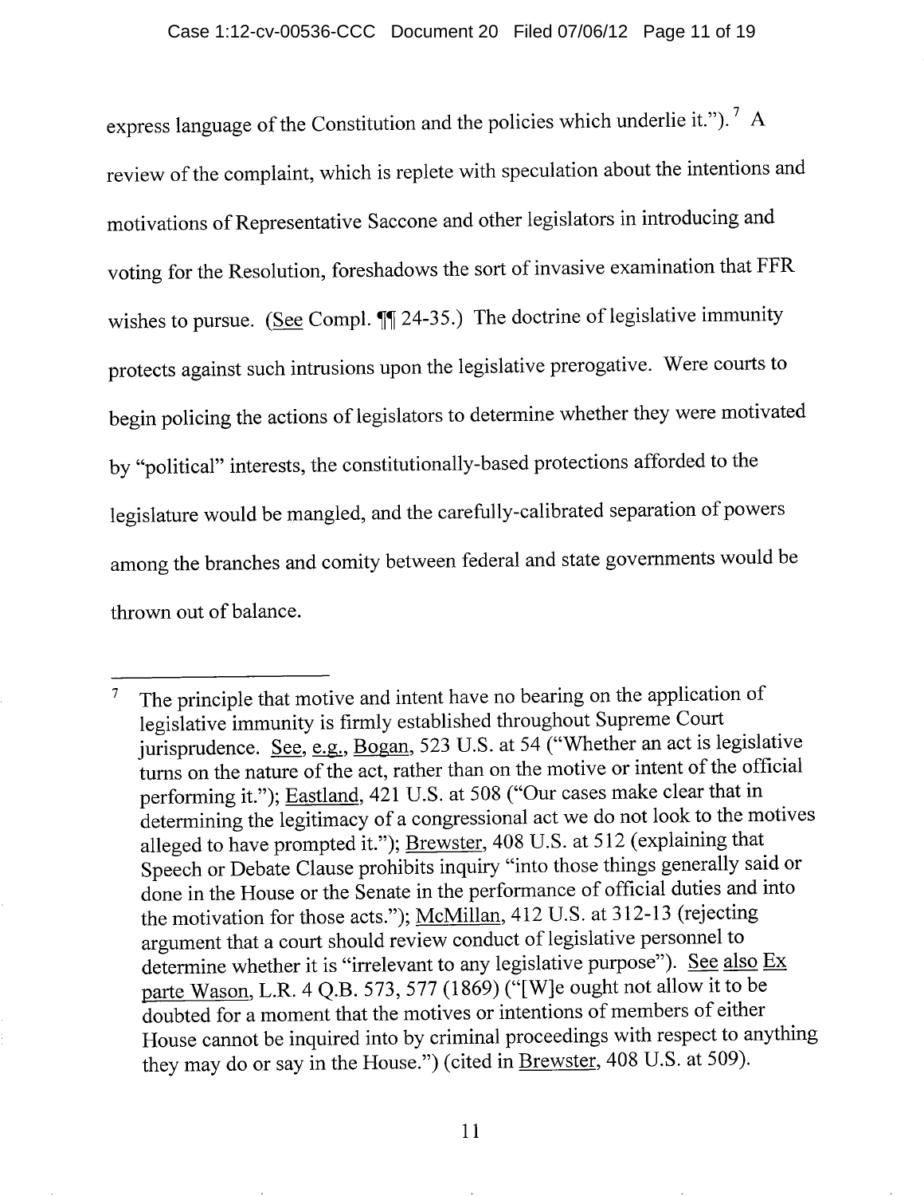express language of the Constitution and the policies which underlie it.").[7] A review of the complaint, which is replete with speculation about the intentions and motivations of Representative Saccone and other legislators in introducing and voting for the Resolution, foreshadows the sort of invasive examination that FFR wishes to pursue. (See Compl. ¶¶ 24-35.) The doctrine of legislative immunity protects against such intrusions upon the legislative prerogative. Were courts to begin policing the actions of legislators to determine whether they were motivated by "political" interests, the constitutionally-based protections afforded to the legislature would be mangled, and the carefully-calibrated separation of powers among the branches and comity between federal and state governments would be thrown out of balance.

---

[7] The principle that motive and intent have no bearing on the application of legislative immunity is firmly established throughout Supreme Court jurisprudence. See, e.g., Bogan, 523 U.S. at 54 ("Whether an act is legislative turns on the nature of the act, rather than on the motive or intent of the official performing it."); Eastland, 421 U.S. at 508 ("Our cases make clear that in determining the legitimacy of a congressional act we do not look to the motives alleged to have prompted it."); Brewster, 408 U.S. at 512 (explaining that Speech or Debate Clause prohibits inquiry "into those things generally said or done in the House or the Senate in the performance of official duties and into the motivation for those acts."); McMillan, 412 U.S. at 312-13 (rejecting argument that a court should review conduct of legislative personnel to determine whether it is "irrelevant to any legislative purpose"). See also Ex parte Wason, L.R. 4 Q.B. 573, 577 (1869) ("[W]e ought not allow it to be doubted for a moment that the motives or intentions of members of either House cannot be inquired into by criminal proceedings with respect to anything they may do or say in the House.") (cited in Brewster, 408 U.S. at 509).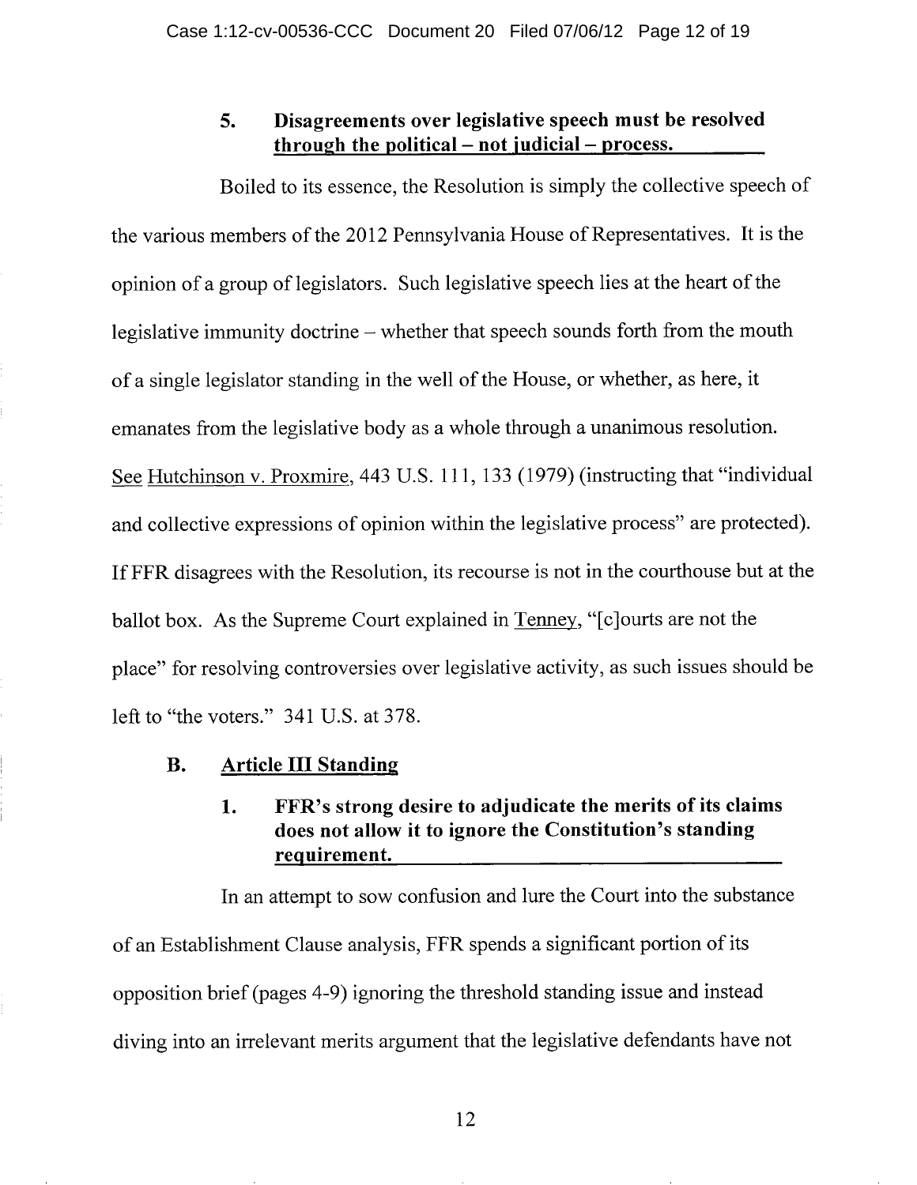### 5. **Disagreements over legislative speech must be resolved through the political – not judicial – process.**

Boiled to its essence, the Resolution is simply the collective speech of the various members of the 2012 Pennsylvania House of Representatives. It is the opinion of a group of legislators. Such legislative speech lies at the heart of the legislative immunity doctrine – whether that speech sounds forth from the mouth of a single legislator standing in the well of the House, or whether, as here, it emanates from the legislative body as a whole through a unanimous resolution. See Hutchinson v. Proxmire, 443 U.S. 111, 133 (1979) (instructing that "individual and collective expressions of opinion within the legislative process" are protected). If FFR disagrees with the Resolution, its recourse is not in the courthouse but at the ballot box. As the Supreme Court explained in Tenney, "[c]ourts are not the place" for resolving controversies over legislative activity, as such issues should be left to "the voters." 341 U.S. at 378.

## B. Article III Standing

### 1. **FFR's strong desire to adjudicate the merits of its claims does not allow it to ignore the Constitution's standing requirement.**

In an attempt to sow confusion and lure the Court into the substance of an Establishment Clause analysis, FFR spends a significant portion of its opposition brief (pages 4-9) ignoring the threshold standing issue and instead diving into an irrelevant merits argument that the legislative defendants have not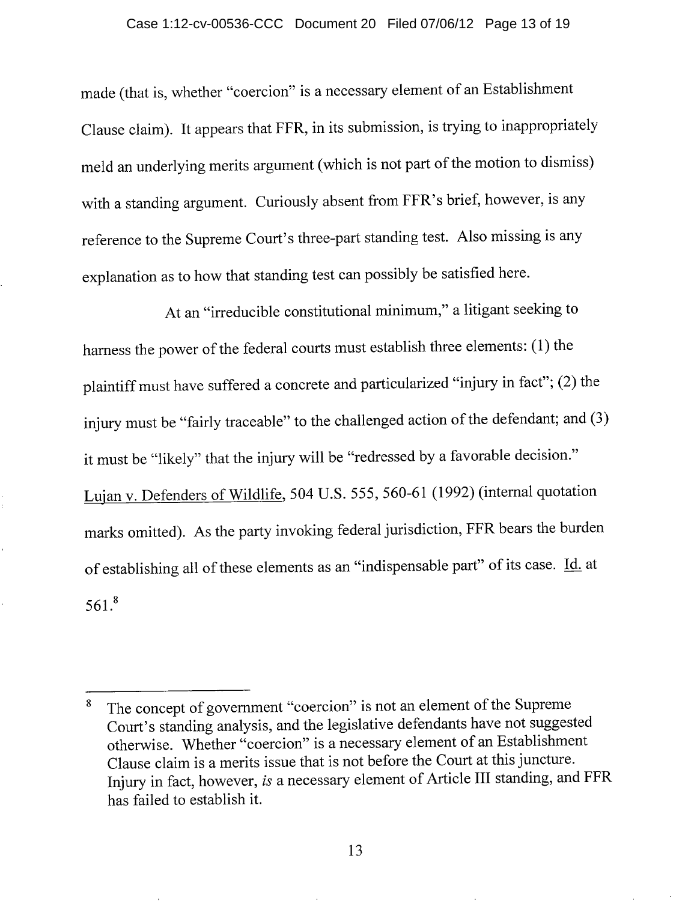made (that is, whether "coercion" is a necessary element of an Establishment Clause claim). It appears that FFR, in its submission, is trying to inappropriately meld an underlying merits argument (which is not part of the motion to dismiss) with a standing argument. Curiously absent from FFR's brief, however, is any reference to the Supreme Court's three-part standing test. Also missing is any explanation as to how that standing test can possibly be satisfied here.

At an "irreducible constitutional minimum," a litigant seeking to harness the power of the federal courts must establish three elements: (1) the plaintiff must have suffered a concrete and particularized "injury in fact"; (2) the injury must be "fairly traceable" to the challenged action of the defendant; and (3) it must be "likely" that the injury will be "redressed by a favorable decision." Lujan v. Defenders of Wildlife, 504 U.S. 555, 560-61 (1992) (internal quotation marks omitted). As the party invoking federal jurisdiction, FFR bears the burden of establishing all of these elements as an "indispensable part" of its case. Id. at 561.[8]

---

[8] The concept of government "coercion" is not an element of the Supreme Court's standing analysis, and the legislative defendants have not suggested otherwise. Whether "coercion" is a necessary element of an Establishment Clause claim is a merits issue that is not before the Court at this juncture. Injury in fact, however, *is* a necessary element of Article III standing, and FFR has failed to establish it.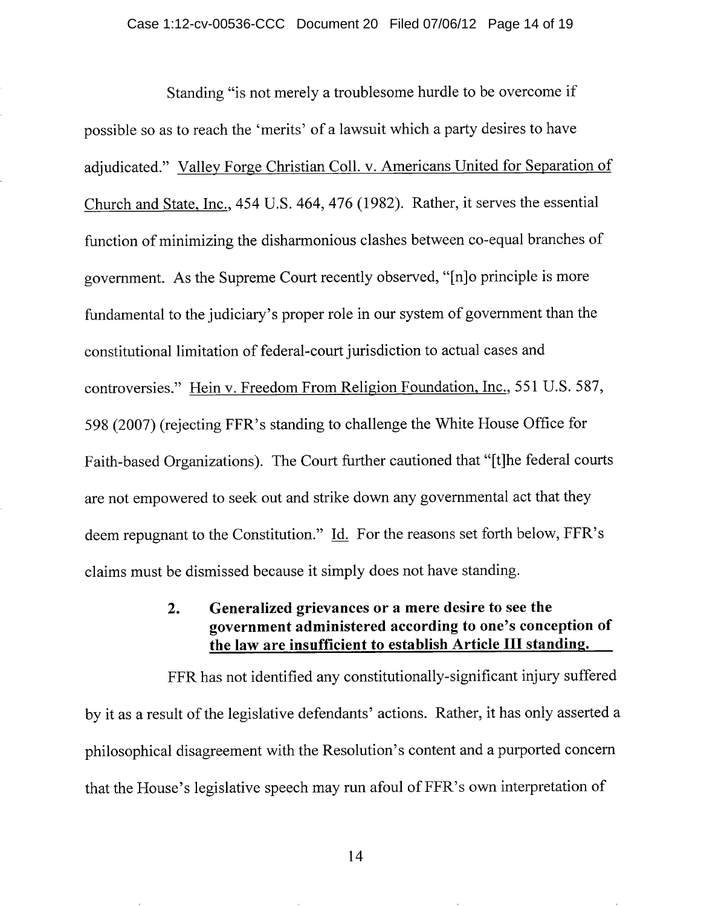Standing "is not merely a troublesome hurdle to be overcome if possible so as to reach the 'merits' of a lawsuit which a party desires to have adjudicated." Valley Forge Christian Coll. v. Americans United for Separation of Church and State, Inc., 454 U.S. 464, 476 (1982). Rather, it serves the essential function of minimizing the disharmonious clashes between co-equal branches of government. As the Supreme Court recently observed, "[n]o principle is more fundamental to the judiciary's proper role in our system of government than the constitutional limitation of federal-court jurisdiction to actual cases and controversies." Hein v. Freedom From Religion Foundation, Inc., 551 U.S. 587, 598 (2007) (rejecting FFR's standing to challenge the White House Office for Faith-based Organizations). The Court further cautioned that "[t]he federal courts are not empowered to seek out and strike down any governmental act that they deem repugnant to the Constitution." Id. For the reasons set forth below, FFR's claims must be dismissed because it simply does not have standing.

**2. Generalized grievances or a mere desire to see the government administered according to one's conception of the law are insufficient to establish Article III standing.**

FFR has not identified any constitutionally-significant injury suffered by it as a result of the legislative defendants' actions. Rather, it has only asserted a philosophical disagreement with the Resolution's content and a purported concern that the House's legislative speech may run afoul of FFR's own interpretation of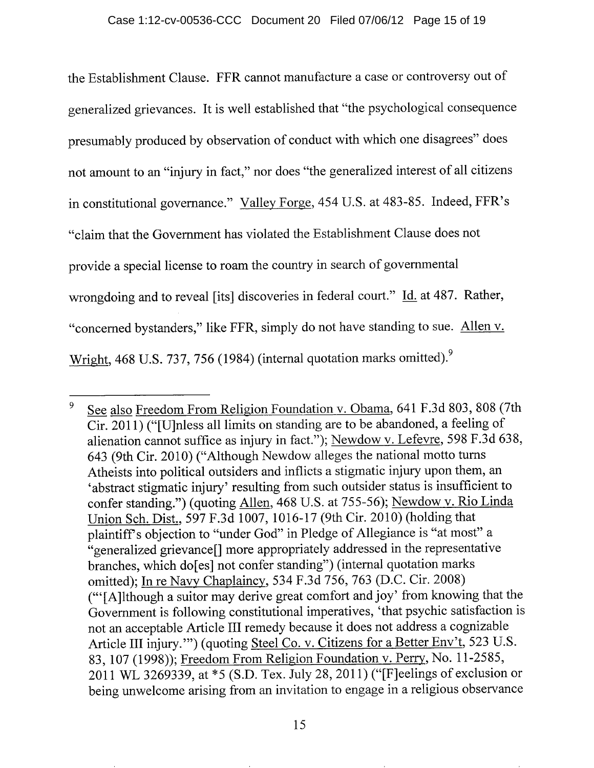the Establishment Clause. FFR cannot manufacture a case or controversy out of generalized grievances. It is well established that "the psychological consequence presumably produced by observation of conduct with which one disagrees" does not amount to an "injury in fact," nor does "the generalized interest of all citizens in constitutional governance." Valley Forge, 454 U.S. at 483-85. Indeed, FFR's "claim that the Government has violated the Establishment Clause does not provide a special license to roam the country in search of governmental wrongdoing and to reveal [its] discoveries in federal court." Id. at 487. Rather, "concerned bystanders," like FFR, simply do not have standing to sue. Allen v. Wright, 468 U.S. 737, 756 (1984) (internal quotation marks omitted).[9]

---

[9] See also Freedom From Religion Foundation v. Obama, 641 F.3d 803, 808 (7th Cir. 2011) ("[U]nless all limits on standing are to be abandoned, a feeling of alienation cannot suffice as injury in fact."); Newdow v. Lefevre, 598 F.3d 638, 643 (9th Cir. 2010) ("Although Newdow alleges the national motto turns Atheists into political outsiders and inflicts a stigmatic injury upon them, an 'abstract stigmatic injury' resulting from such outsider status is insufficient to confer standing.") (quoting Allen, 468 U.S. at 755-56); Newdow v. Rio Linda Union Sch. Dist., 597 F.3d 1007, 1016-17 (9th Cir. 2010) (holding that plaintiff's objection to "under God" in Pledge of Allegiance is "at most" a "generalized grievance[] more appropriately addressed in the representative branches, which do[es] not confer standing") (internal quotation marks omitted); In re Navy Chaplaincy, 534 F.3d 756, 763 (D.C. Cir. 2008) ("'[A]lthough a suitor may derive great comfort and joy' from knowing that the Government is following constitutional imperatives, 'that psychic satisfaction is not an acceptable Article III remedy because it does not address a cognizable Article III injury.'") (quoting Steel Co. v. Citizens for a Better Env't, 523 U.S. 83, 107 (1998)); Freedom From Religion Foundation v. Perry, No. 11-2585, 2011 WL 3269339, at *5 (S.D. Tex. July 28, 2011) ("[F]eelings of exclusion or being unwelcome arising from an invitation to engage in a religious observance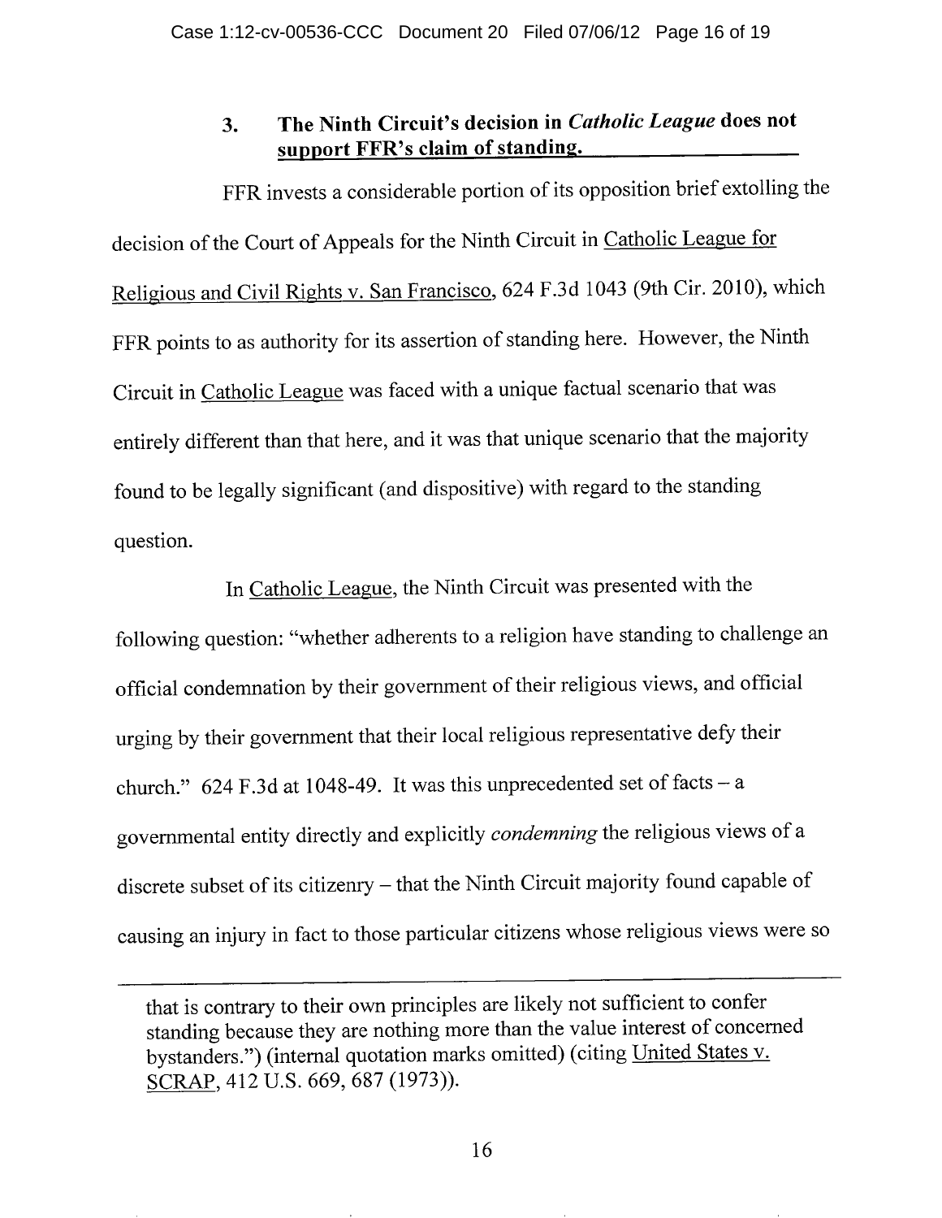### 3. **The Ninth Circuit's decision in *Catholic League* does not support FFR's claim of standing.**

FFR invests a considerable portion of its opposition brief extolling the decision of the Court of Appeals for the Ninth Circuit in Catholic League for Religious and Civil Rights v. San Francisco, 624 F.3d 1043 (9th Cir. 2010), which FFR points to as authority for its assertion of standing here. However, the Ninth Circuit in Catholic League was faced with a unique factual scenario that was entirely different than that here, and it was that unique scenario that the majority found to be legally significant (and dispositive) with regard to the standing question.

In Catholic League, the Ninth Circuit was presented with the following question: "whether adherents to a religion have standing to challenge an official condemnation by their government of their religious views, and official urging by their government that their local religious representative defy their church." 624 F.3d at 1048-49. It was this unprecedented set of facts – a governmental entity directly and explicitly *condemning* the religious views of a discrete subset of its citizenry – that the Ninth Circuit majority found capable of causing an injury in fact to those particular citizens whose religious views were so

---

that is contrary to their own principles are likely not sufficient to confer standing because they are nothing more than the value interest of concerned bystanders.") (internal quotation marks omitted) (citing United States v. SCRAP, 412 U.S. 669, 687 (1973)).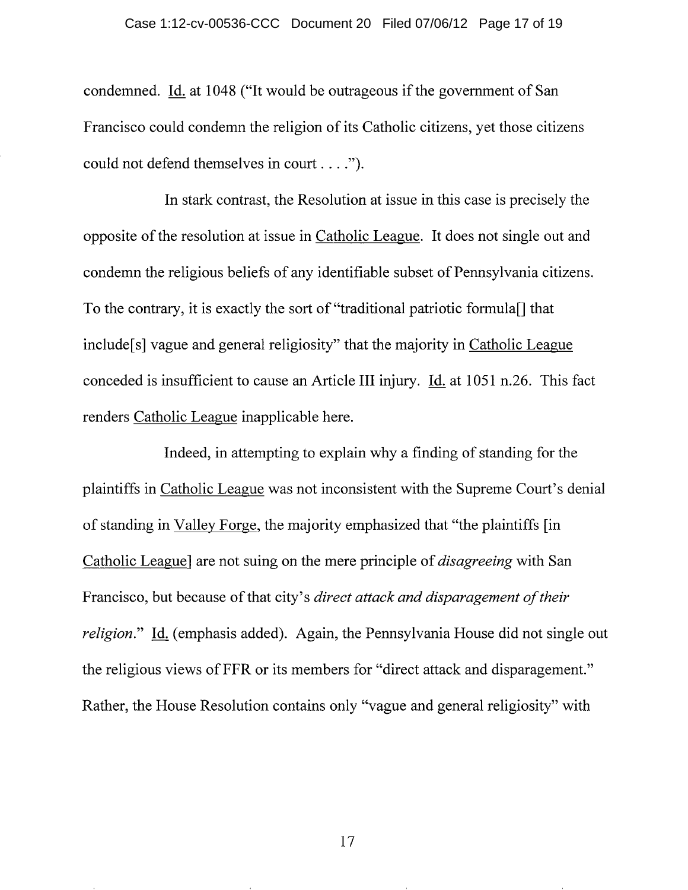condemned. Id. at 1048 ("It would be outrageous if the government of San Francisco could condemn the religion of its Catholic citizens, yet those citizens could not defend themselves in court . . . .").

In stark contrast, the Resolution at issue in this case is precisely the opposite of the resolution at issue in Catholic League. It does not single out and condemn the religious beliefs of any identifiable subset of Pennsylvania citizens. To the contrary, it is exactly the sort of "traditional patriotic formula[] that include[s] vague and general religiosity" that the majority in Catholic League conceded is insufficient to cause an Article III injury. Id. at 1051 n.26. This fact renders Catholic League inapplicable here.

Indeed, in attempting to explain why a finding of standing for the plaintiffs in Catholic League was not inconsistent with the Supreme Court's denial of standing in Valley Forge, the majority emphasized that "the plaintiffs [in Catholic League] are not suing on the mere principle of *disagreeing* with San Francisco, but because of that city's *direct attack and disparagement of their religion*." Id. (emphasis added). Again, the Pennsylvania House did not single out the religious views of FFR or its members for "direct attack and disparagement." Rather, the House Resolution contains only "vague and general religiosity" with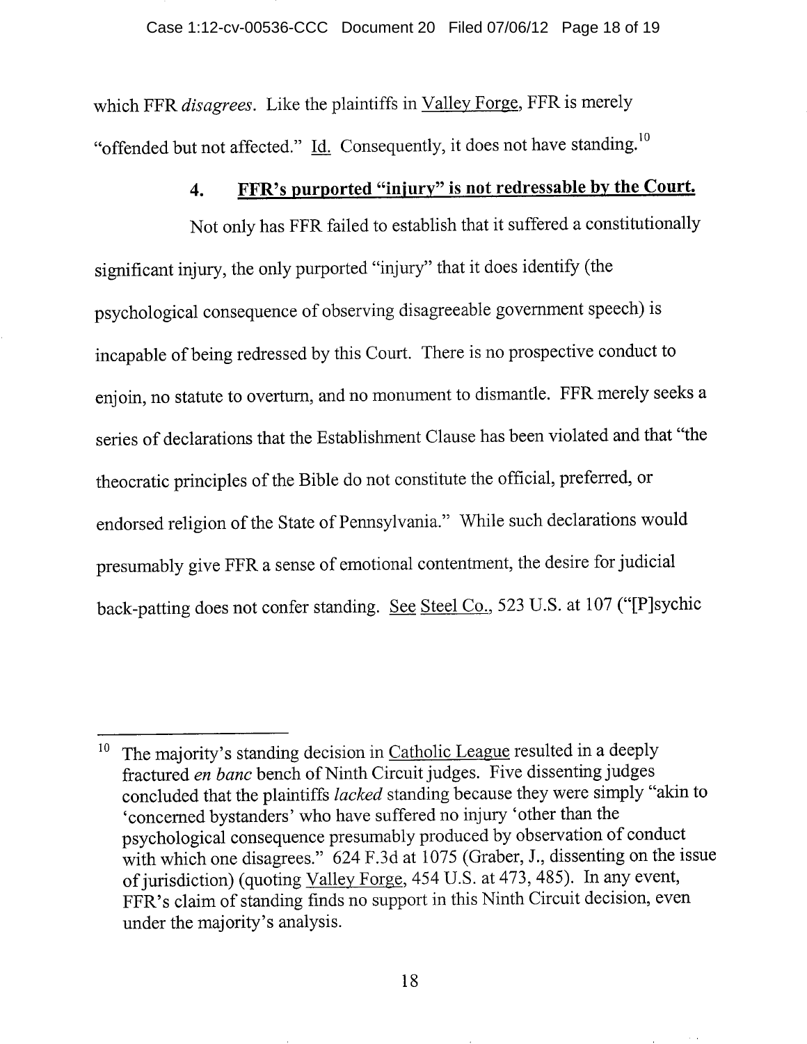which FFR *disagrees*. Like the plaintiffs in Valley Forge, FFR is merely "offended but not affected." Id. Consequently, it does not have standing.[10]

### 4. FFR's purported "injury" is not redressable by the Court.

Not only has FFR failed to establish that it suffered a constitutionally significant injury, the only purported "injury" that it does identify (the psychological consequence of observing disagreeable government speech) is incapable of being redressed by this Court. There is no prospective conduct to enjoin, no statute to overturn, and no monument to dismantle. FFR merely seeks a series of declarations that the Establishment Clause has been violated and that "the theocratic principles of the Bible do not constitute the official, preferred, or endorsed religion of the State of Pennsylvania." While such declarations would presumably give FFR a sense of emotional contentment, the desire for judicial back-patting does not confer standing. See Steel Co., 523 U.S. at 107 ("[P]sychic

---

[10] The majority's standing decision in Catholic League resulted in a deeply fractured *en banc* bench of Ninth Circuit judges. Five dissenting judges concluded that the plaintiffs *lacked* standing because they were simply "akin to 'concerned bystanders' who have suffered no injury 'other than the psychological consequence presumably produced by observation of conduct with which one disagrees." 624 F.3d at 1075 (Graber, J., dissenting on the issue of jurisdiction) (quoting Valley Forge, 454 U.S. at 473, 485). In any event, FFR's claim of standing finds no support in this Ninth Circuit decision, even under the majority's analysis.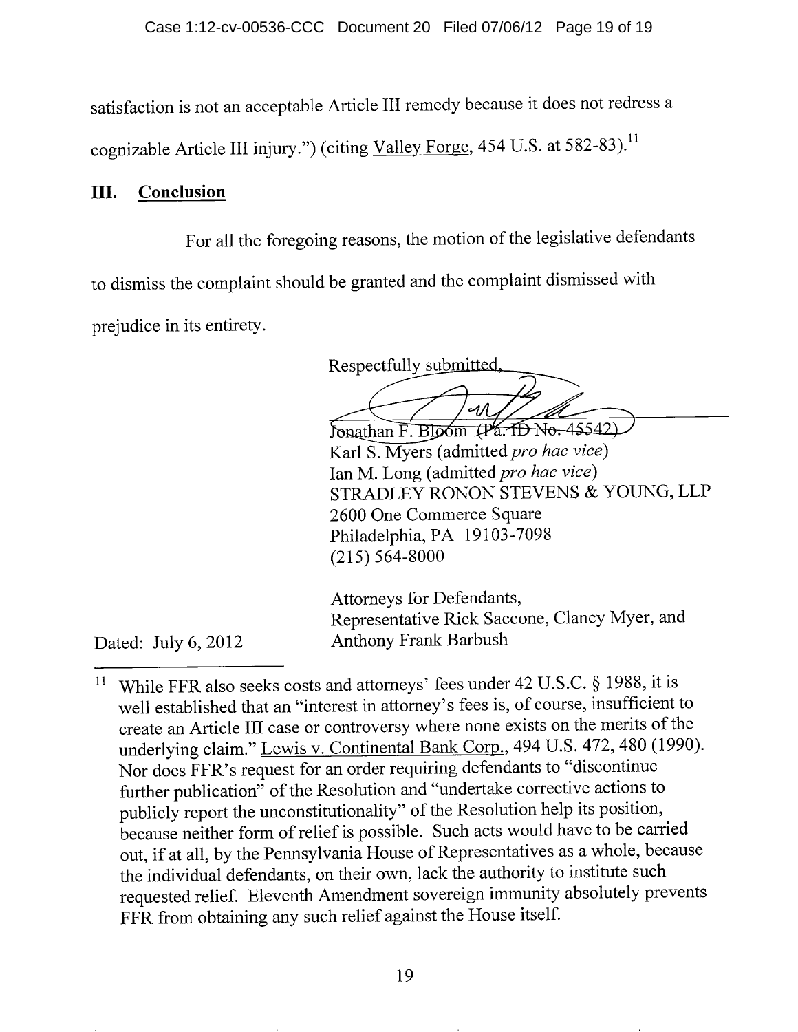satisfaction is not an acceptable Article III remedy because it does not redress a cognizable Article III injury.") (citing Valley Forge, 454 U.S. at 582-83).[11]

## III. Conclusion

For all the foregoing reasons, the motion of the legislative defendants to dismiss the complaint should be granted and the complaint dismissed with prejudice in its entirety.

Respectfully submitted,

Jonathan F. Bloom (Pa. ID No. 45542)
Karl S. Myers (admitted *pro hac vice*)
Ian M. Long (admitted *pro hac vice*)
STRADLEY RONON STEVENS & YOUNG, LLP
2600 One Commerce Square
Philadelphia, PA 19103-7098
(215) 564-8000

Attorneys for Defendants,
Representative Rick Saccone, Clancy Myer, and Anthony Frank Barbush

Dated: July 6, 2012

---

[11] While FFR also seeks costs and attorneys' fees under 42 U.S.C. § 1988, it is well established that an "interest in attorney's fees is, of course, insufficient to create an Article III case or controversy where none exists on the merits of the underlying claim." Lewis v. Continental Bank Corp., 494 U.S. 472, 480 (1990). Nor does FFR's request for an order requiring defendants to "discontinue further publication" of the Resolution and "undertake corrective actions to publicly report the unconstitutionality" of the Resolution help its position, because neither form of relief is possible. Such acts would have to be carried out, if at all, by the Pennsylvania House of Representatives as a whole, because the individual defendants, on their own, lack the authority to institute such requested relief. Eleventh Amendment sovereign immunity absolutely prevents FFR from obtaining any such relief against the House itself.